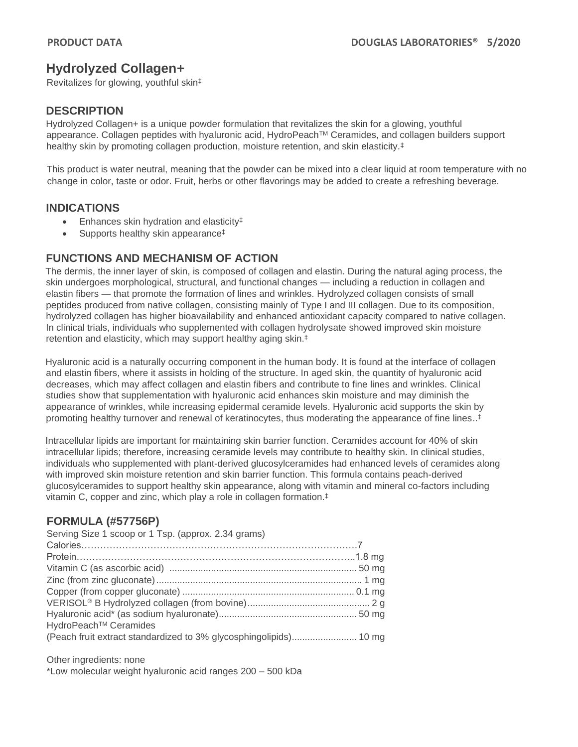PRODUCT DATA — DOUGLAS LABORATORIES® 5/2020

# Hydrolyzed Collagen+

Revitalizes for glowing, youthful skin‡

## DESCRIPTION

Hydrolyzed Collagen+ is a unique powder formulation that revitalizes the skin for a glowing, youthful appearance. Collagen peptides with hyaluronic acid, HydroPeach™ Ceramides, and collagen builders support healthy skin by promoting collagen production, moisture retention, and skin elasticity.‡

This product is water neutral, meaning that the powder can be mixed into a clear liquid at room temperature with no change in color, taste or odor. Fruit, herbs or other flavorings may be added to create a refreshing beverage.

## INDICATIONS

- Enhances skin hydration and elasticity‡
- Supports healthy skin appearance‡

## FUNCTIONS AND MECHANISM OF ACTION

The dermis, the inner layer of skin, is composed of collagen and elastin. During the natural aging process, the skin undergoes morphological, structural, and functional changes — including a reduction in collagen and elastin fibers — that promote the formation of lines and wrinkles. Hydrolyzed collagen consists of small peptides produced from native collagen, consisting mainly of Type I and III collagen. Due to its composition, hydrolyzed collagen has higher bioavailability and enhanced antioxidant capacity compared to native collagen. In clinical trials, individuals who supplemented with collagen hydrolysate showed improved skin moisture retention and elasticity, which may support healthy aging skin.‡

Hyaluronic acid is a naturally occurring component in the human body. It is found at the interface of collagen and elastin fibers, where it assists in holding of the structure. In aged skin, the quantity of hyaluronic acid decreases, which may affect collagen and elastin fibers and contribute to fine lines and wrinkles. Clinical studies show that supplementation with hyaluronic acid enhances skin moisture and may diminish the appearance of wrinkles, while increasing epidermal ceramide levels. Hyaluronic acid supports the skin by promoting healthy turnover and renewal of keratinocytes, thus moderating the appearance of fine lines..‡

Intracellular lipids are important for maintaining skin barrier function. Ceramides account for 40% of skin intracellular lipids; therefore, increasing ceramide levels may contribute to healthy skin. In clinical studies, individuals who supplemented with plant-derived glucosylceramides had enhanced levels of ceramides along with improved skin moisture retention and skin barrier function. This formula contains peach-derived glucosylceramides to support healthy skin appearance, along with vitamin and mineral co-factors including vitamin C, copper and zinc, which play a role in collagen formation.‡

## FORMULA (#57756P)

Serving Size 1 scoop or 1 Tsp. (approx. 2.34 grams)

| Ingredient | Amount |
|---|---|
| Calories | 7 |
| Protein | 1.8 mg |
| Vitamin C (as ascorbic acid) | 50 mg |
| Zinc (from zinc gluconate) | 1 mg |
| Copper (from copper gluconate) | 0.1 mg |
| VERISOL® B Hydrolyzed collagen (from bovine) | 2 g |
| Hyaluronic acid* (as sodium hyaluronate) | 50 mg |
| HydroPeach™ Ceramides (Peach fruit extract standardized to 3% glycosphingolipids) | 10 mg |

Other ingredients: none

*Low molecular weight hyaluronic acid ranges 200 – 500 kDa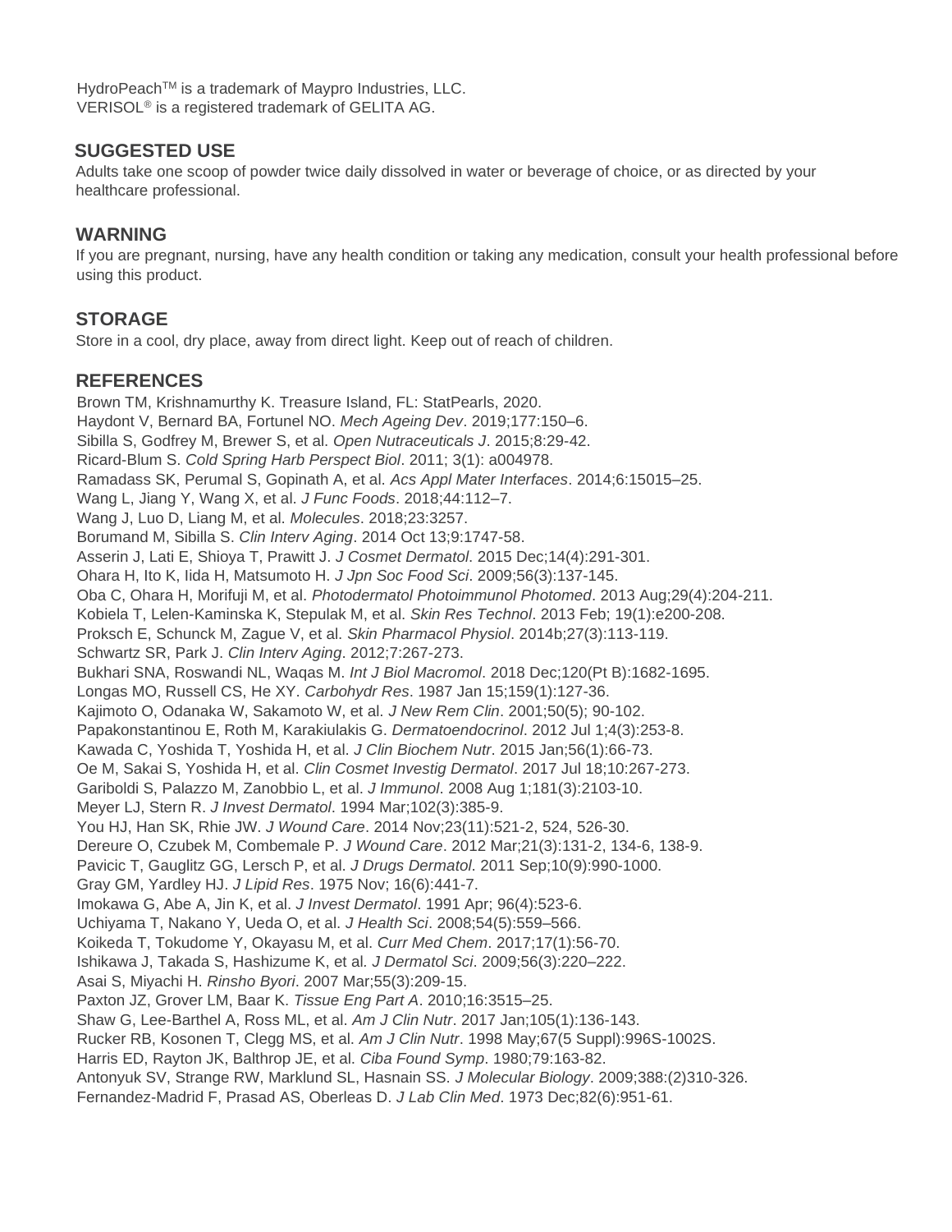HydroPeach™ is a trademark of Maypro Industries, LLC.
VERISOL® is a registered trademark of GELITA AG.

## SUGGESTED USE

Adults take one scoop of powder twice daily dissolved in water or beverage of choice, or as directed by your healthcare professional.

## WARNING

If you are pregnant, nursing, have any health condition or taking any medication, consult your health professional before using this product.

## STORAGE

Store in a cool, dry place, away from direct light. Keep out of reach of children.

## REFERENCES

Brown TM, Krishnamurthy K. Treasure Island, FL: StatPearls, 2020.
Haydont V, Bernard BA, Fortunel NO. *Mech Ageing Dev*. 2019;177:150–6.
Sibilla S, Godfrey M, Brewer S, et al. *Open Nutraceuticals J*. 2015;8:29-42.
Ricard-Blum S. *Cold Spring Harb Perspect Biol*. 2011; 3(1): a004978.
Ramadass SK, Perumal S, Gopinath A, et al. *Acs Appl Mater Interfaces*. 2014;6:15015–25.
Wang L, Jiang Y, Wang X, et al. *J Func Foods*. 2018;44:112–7.
Wang J, Luo D, Liang M, et al. *Molecules*. 2018;23:3257.
Borumand M, Sibilla S. *Clin Interv Aging*. 2014 Oct 13;9:1747-58.
Asserin J, Lati E, Shioya T, Prawitt J. *J Cosmet Dermatol*. 2015 Dec;14(4):291-301.
Ohara H, Ito K, Iida H, Matsumoto H. *J Jpn Soc Food Sci*. 2009;56(3):137-145.
Oba C, Ohara H, Morifuji M, et al. *Photodermatol Photoimmunol Photomed*. 2013 Aug;29(4):204-211.
Kobiela T, Lelen-Kaminska K, Stepulak M, et al. *Skin Res Technol*. 2013 Feb; 19(1):e200-208.
Proksch E, Schunck M, Zague V, et al. *Skin Pharmacol Physiol*. 2014b;27(3):113-119.
Schwartz SR, Park J. *Clin Interv Aging*. 2012;7:267-273.
Bukhari SNA, Roswandi NL, Waqas M. *Int J Biol Macromol*. 2018 Dec;120(Pt B):1682-1695.
Longas MO, Russell CS, He XY. *Carbohydr Res*. 1987 Jan 15;159(1):127-36.
Kajimoto O, Odanaka W, Sakamoto W, et al. *J New Rem Clin*. 2001;50(5); 90-102.
Papakonstantinou E, Roth M, Karakiulakis G. *Dermatoendocrinol*. 2012 Jul 1;4(3):253-8.
Kawada C, Yoshida T, Yoshida H, et al. *J Clin Biochem Nutr*. 2015 Jan;56(1):66-73.
Oe M, Sakai S, Yoshida H, et al. *Clin Cosmet Investig Dermatol*. 2017 Jul 18;10:267-273.
Gariboldi S, Palazzo M, Zanobbio L, et al. *J Immunol*. 2008 Aug 1;181(3):2103-10.
Meyer LJ, Stern R. *J Invest Dermatol*. 1994 Mar;102(3):385-9.
You HJ, Han SK, Rhie JW. *J Wound Care*. 2014 Nov;23(11):521-2, 524, 526-30.
Dereure O, Czubek M, Combemale P. *J Wound Care*. 2012 Mar;21(3):131-2, 134-6, 138-9.
Pavicic T, Gauglitz GG, Lersch P, et al. *J Drugs Dermatol*. 2011 Sep;10(9):990-1000.
Gray GM, Yardley HJ. *J Lipid Res*. 1975 Nov; 16(6):441-7.
Imokawa G, Abe A, Jin K, et al. *J Invest Dermatol*. 1991 Apr; 96(4):523-6.
Uchiyama T, Nakano Y, Ueda O, et al. *J Health Sci*. 2008;54(5):559–566.
Koikeda T, Tokudome Y, Okayasu M, et al. *Curr Med Chem*. 2017;17(1):56-70.
Ishikawa J, Takada S, Hashizume K, et al. *J Dermatol Sci*. 2009;56(3):220–222.
Asai S, Miyachi H. *Rinsho Byori*. 2007 Mar;55(3):209-15.
Paxton JZ, Grover LM, Baar K. *Tissue Eng Part A*. 2010;16:3515–25.
Shaw G, Lee-Barthel A, Ross ML, et al. *Am J Clin Nutr*. 2017 Jan;105(1):136-143.
Rucker RB, Kosonen T, Clegg MS, et al. *Am J Clin Nutr*. 1998 May;67(5 Suppl):996S-1002S.
Harris ED, Rayton JK, Balthrop JE, et al. *Ciba Found Symp*. 1980;79:163-82.
Antonyuk SV, Strange RW, Marklund SL, Hasnain SS. *J Molecular Biology*. 2009;388:(2)310-326.
Fernandez-Madrid F, Prasad AS, Oberleas D. *J Lab Clin Med*. 1973 Dec;82(6):951-61.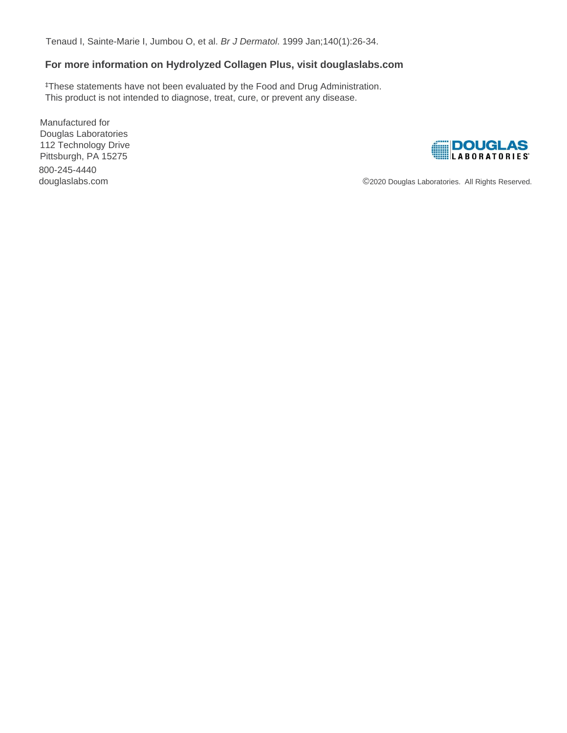Tenaud I, Sainte-Marie I, Jumbou O, et al. *Br J Dermatol*. 1999 Jan;140(1):26-34.

**For more information on Hydrolyzed Collagen Plus, visit douglaslabs.com**

‡These statements have not been evaluated by the Food and Drug Administration.
This product is not intended to diagnose, treat, cure, or prevent any disease.

Manufactured for
Douglas Laboratories
112 Technology Drive
Pittsburgh, PA 15275
800-245-4440
douglaslabs.com

DOUGLAS LABORATORIES®

©2020 Douglas Laboratories. All Rights Reserved.